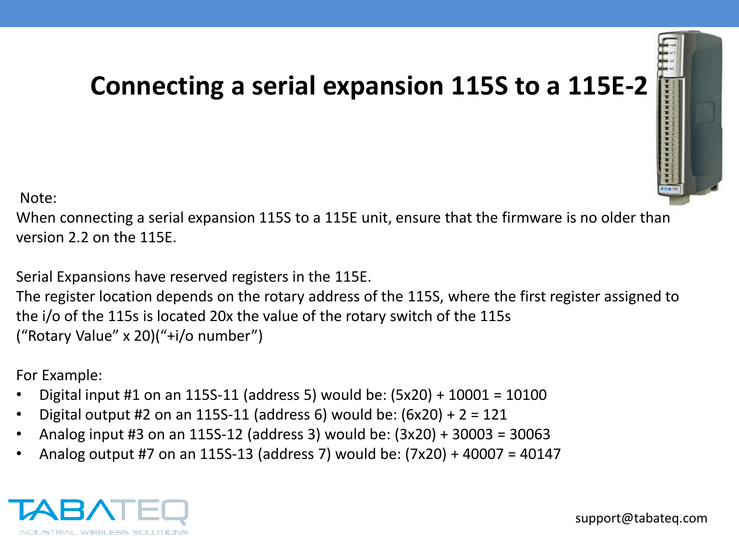# Connecting a serial expansion 115S to a 115E-2

Note:

When connecting a serial expansion 115S to a 115E unit, ensure that the firmware is no older than version 2.2 on the 115E.

Serial Expansions have reserved registers in the 115E.

The register location depends on the rotary address of the 115S, where the first register assigned to the i/o of the 115s is located 20x the value of the rotary switch of the 115s

(“Rotary Value” x 20)(“+i/o number”)

For Example:

- Digital input #1 on an 115S-11 (address 5) would be: (5x20) + 10001 = 10100
- Digital output #2 on an 115S-11 (address 6) would be: (6x20) + 2 = 121
- Analog input #3 on an 115S-12 (address 3) would be: (3x20) + 30003 = 30063
- Analog output #7 on an 115S-13 (address 7) would be: (7x20) + 40007 = 40147

TABATEQ

INDUSTRIAL WIRELESS SOLUTIONS

support@tabateq.com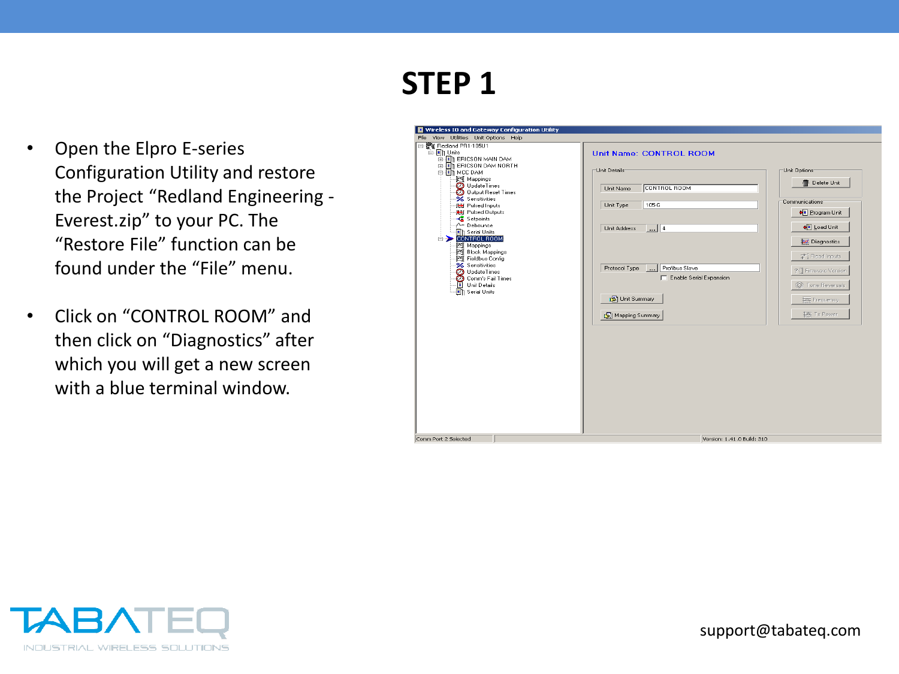# STEP 1

- Open the Elpro E-series Configuration Utility and restore the Project “Redland Engineering - Everest.zip” to your PC. The “Restore File” function can be found under the “File” menu.
- Click on “CONTROL ROOM” and then click on “Diagnostics” after which you will get a new screen with a blue terminal window.

support@tabateq.com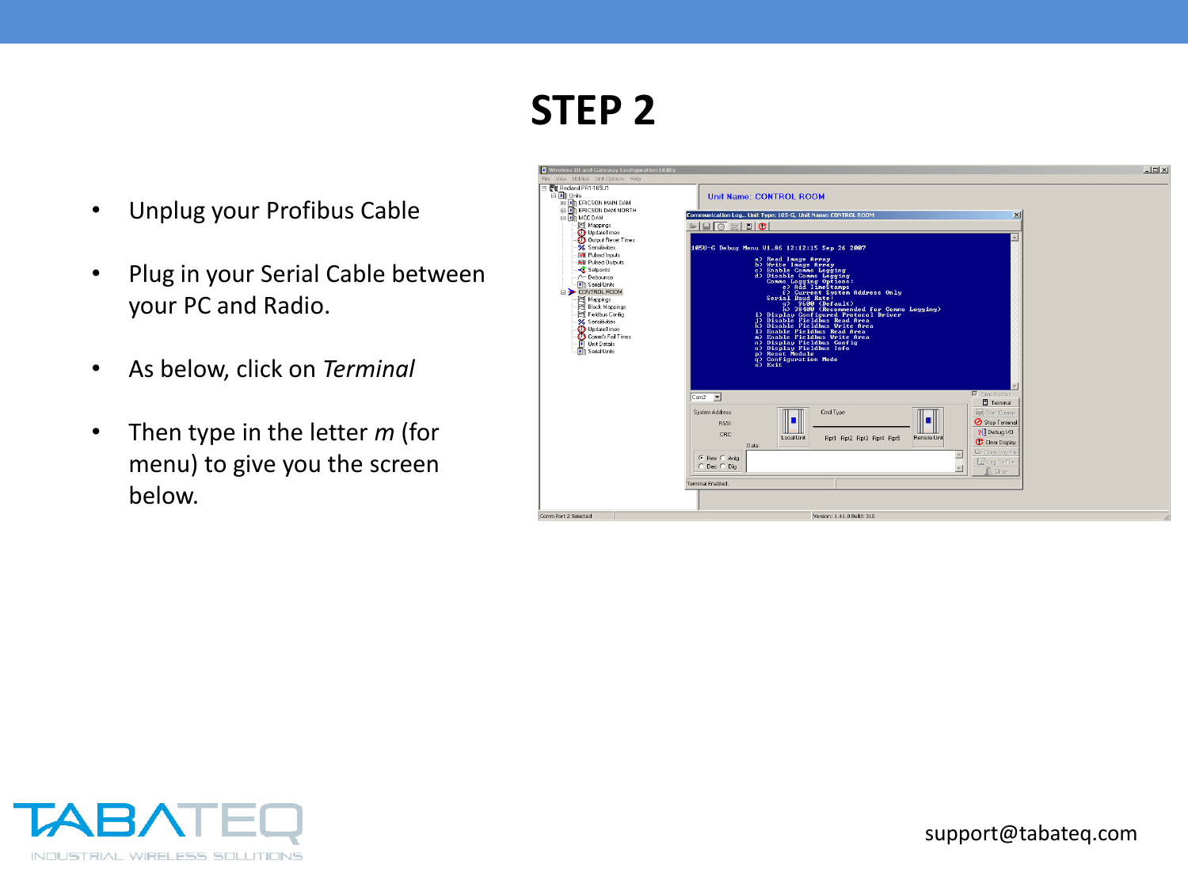# STEP 2

- Unplug your Profibus Cable
- Plug in your Serial Cable between your PC and Radio.
- As below, click on *Terminal*
- Then type in the letter *m* (for menu) to give you the screen below.

support@tabateq.com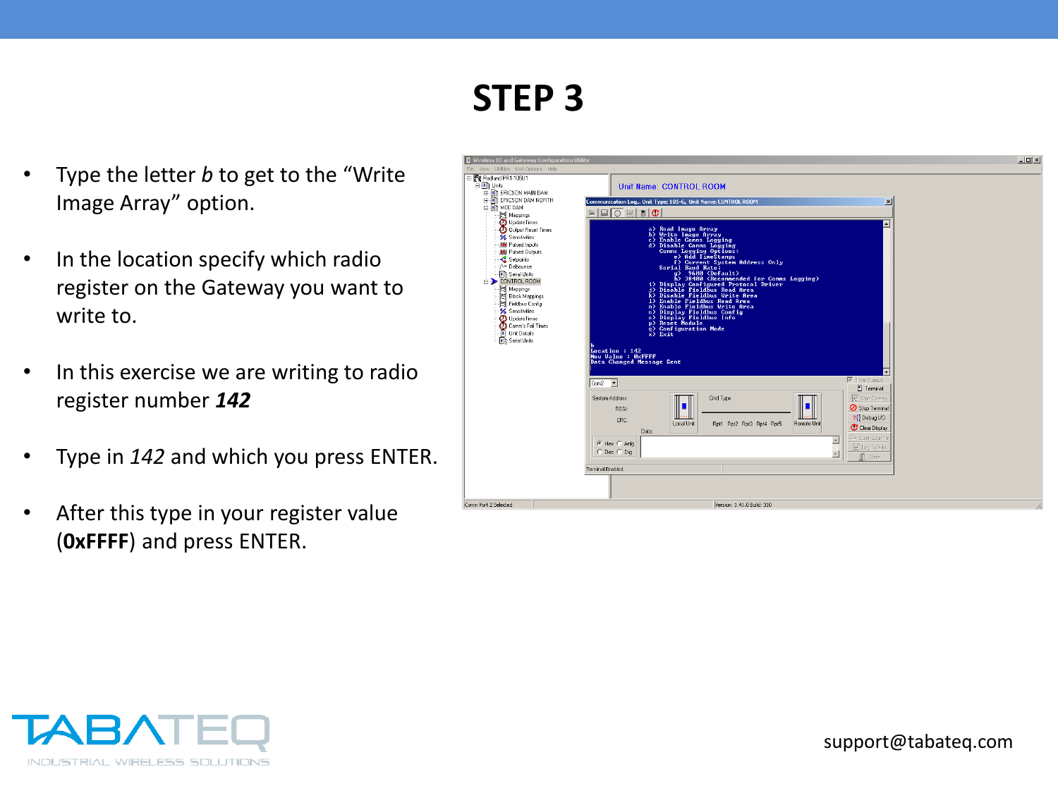# STEP 3

- Type the letter *b* to get to the "Write Image Array" option.
- In the location specify which radio register on the Gateway you want to write to.
- In this exercise we are writing to radio register number ***142***
- Type in *142* and which you press ENTER.
- After this type in your register value (**0xFFFF**) and press ENTER.

support@tabateq.com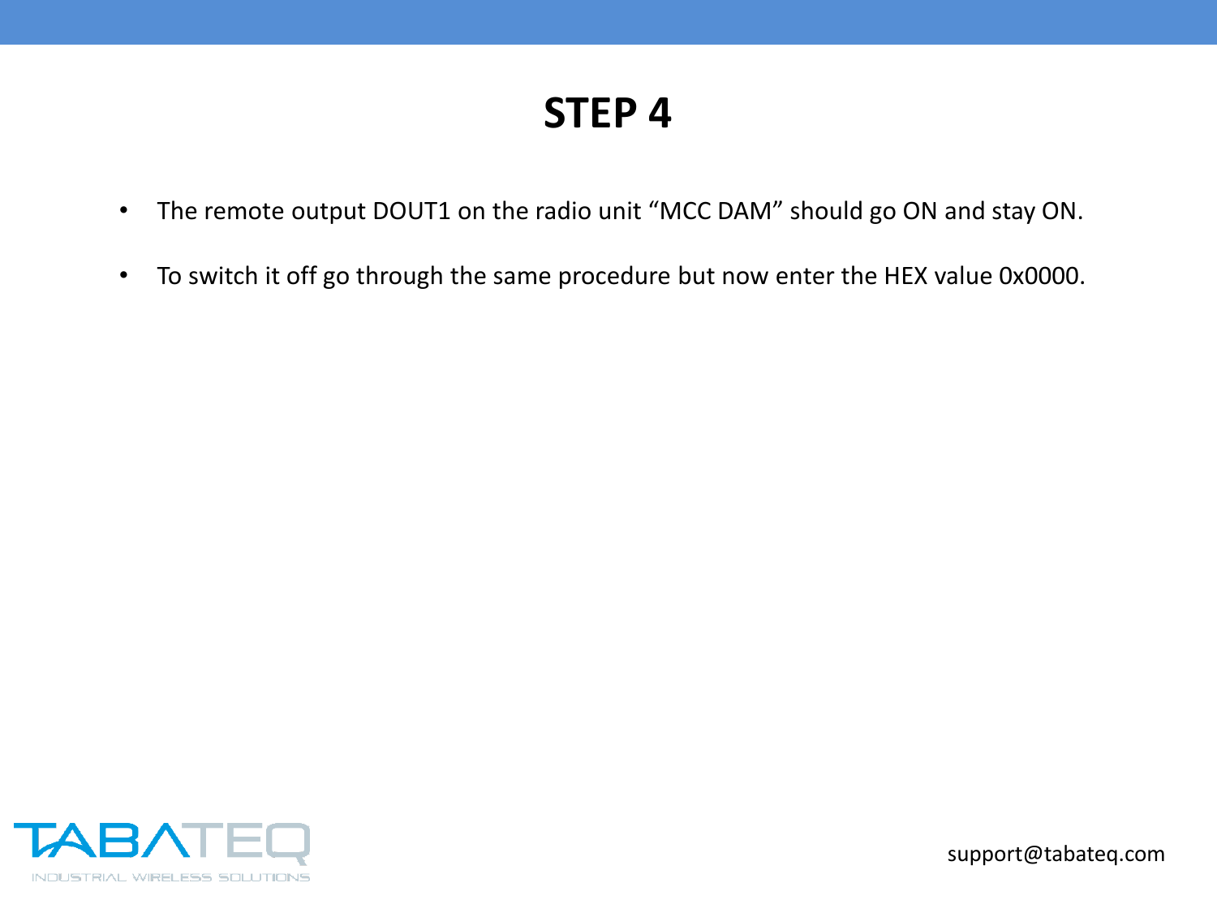# STEP 4

- The remote output DOUT1 on the radio unit “MCC DAM” should go ON and stay ON.
- To switch it off go through the same procedure but now enter the HEX value 0x0000.

support@tabateq.com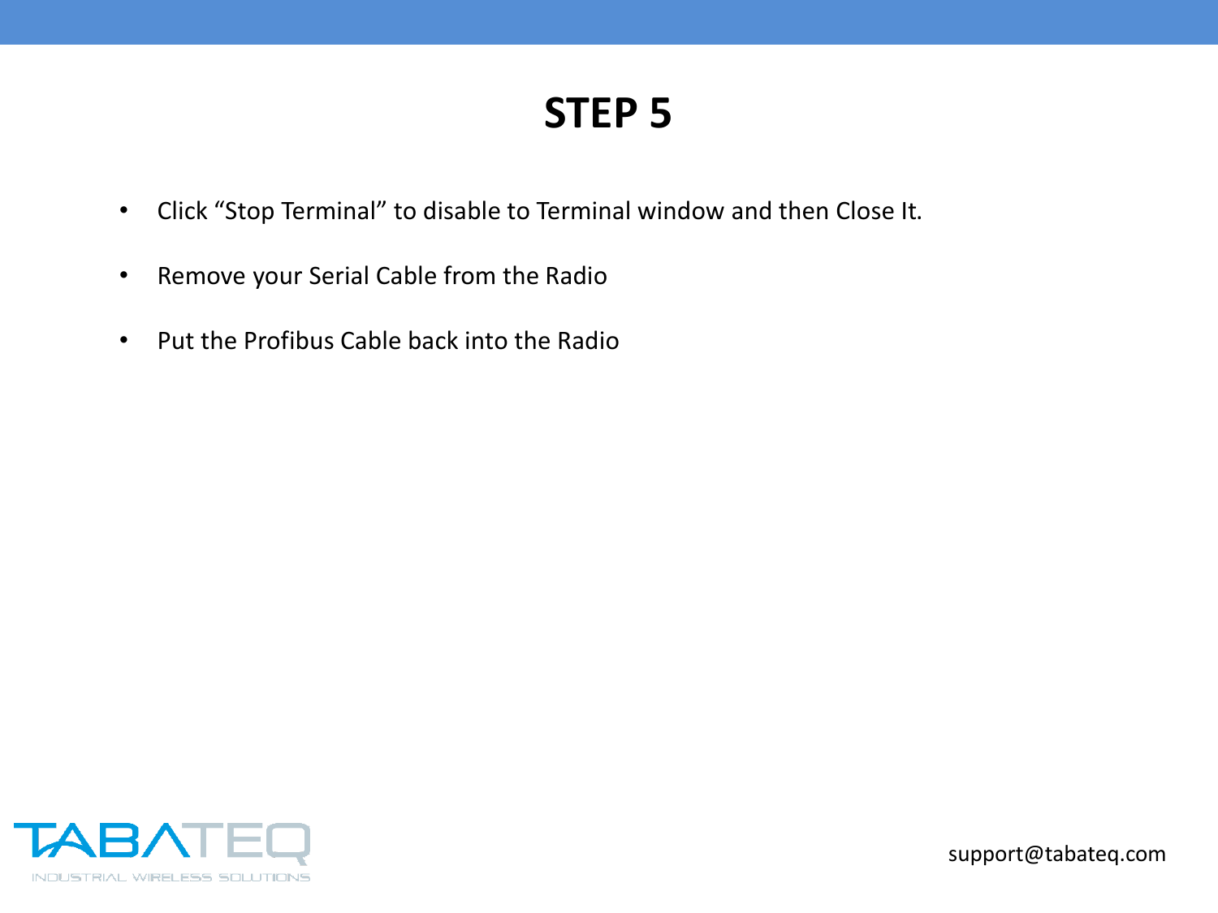# STEP 5

- Click “Stop Terminal” to disable to Terminal window and then Close It.
- Remove your Serial Cable from the Radio
- Put the Profibus Cable back into the Radio

TABATEQ
INDUSTRIAL WIRELESS SOLUTIONS

support@tabateq.com